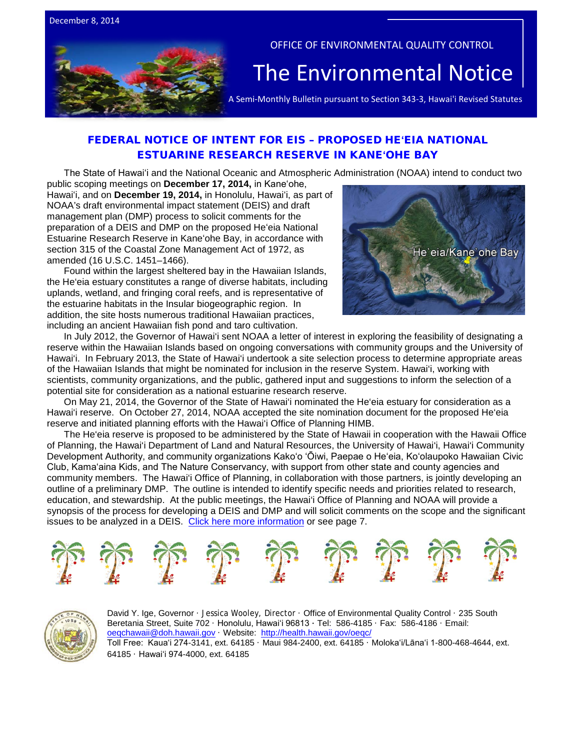December 8, 2014

OFFICE OF ENVIRONMENTAL QUALITY CONTROL

# The Environmental Notice

A Semi-Monthly Bulletin pursuant to Section 343-3, Hawai'i Revised Statutes

## FEDERAL NOTICE OF INTENT FOR EIS – PROPOSED HEʻEIA NATIONAL ESTUARINE RESEARCH RESERVE IN KANEʻOHE BAY

The State of Hawaiʻi and the National Oceanic and Atmospheric Administration (NOAA) intend to conduct two public scoping meetings on **December 17, 2014,** in Kaneʻohe, Hawaiʻi, and on **December 19, 2014,** in Honolulu, Hawaiʻi, as part of NOAA's draft environmental impact statement (DEIS) and draft management plan (DMP) process to solicit comments for the preparation of a DEIS and DMP on the proposed Heʻeia National Estuarine Research Reserve in Kaneʻohe Bay, in accordance with section 315 of the Coastal Zone Management Act of 1972, as amended (16 U.S.C. 1451–1466).

Found within the largest sheltered bay in the Hawaiian Islands, the Heʻeia estuary constitutes a range of diverse habitats, including uplands, wetland, and fringing coral reefs, and is representative of the estuarine habitats in the Insular biogeographic region. In addition, the site hosts numerous traditional Hawaiian practices, including an ancient Hawaiian fish pond and taro cultivation.

In July 2012, the Governor of Hawaiʻi sent NOAA a letter of interest in exploring the feasibility of designating a reserve within the Hawaiian Islands based on ongoing conversations with community groups and the University of Hawaiʻi. In February 2013, the State of Hawaiʻi undertook a site selection process to determine appropriate areas of the Hawaiian Islands that might be nominated for inclusion in the reserve System. Hawaiʻi, working with scientists, community organizations, and the public, gathered input and suggestions to inform the selection of a potential site for consideration as a national estuarine research reserve.

On May 21, 2014, the Governor of the State of Hawaiʻi nominated the Heʻeia estuary for consideration as a Hawaiʻi reserve. On October 27, 2014, NOAA accepted the site nomination document for the proposed Heʻeia reserve and initiated planning efforts with the Hawaiʻi Office of Planning HIMB.

The Heʻeia reserve is proposed to be administered by the State of Hawaii in cooperation with the Hawaii Office of Planning, the Hawaiʻi Department of Land and Natural Resources, the University of Hawaiʻi, Hawaiʻi Community Development Authority, and community organizations Kakoʻo ʻŌiwi, Paepae o Heʻeia, Koʻolaupoko Hawaiian Civic Club, Kamaʻaina Kids, and The Nature Conservancy, with support from other state and county agencies and community members. The Hawaiʻi Office of Planning, in collaboration with those partners, is jointly developing an outline of a preliminary DMP. The outline is intended to identify specific needs and priorities related to research, education, and stewardship. At the public meetings, the Hawaiʻi Office of Planning and NOAA will provide a synopsis of the process for developing a DEIS and DMP and will solicit comments on the scope and the significant issues to be analyzed in a DEIS. Click here more information or see page 7.

David Y. Ige, Governor · Jessica Wooley, Director · Office of Environmental Quality Control · 235 South Beretania Street, Suite 702 · Honolulu, Hawaiʻi 96813 · Tel: 586-4185 · Fax: 586-4186 · Email: oeqchawaii@doh.hawaii.gov · Website: http://health.hawaii.gov/oeqc/
Toll Free: Kauaʻi 274-3141, ext. 64185 · Maui 984-2400, ext. 64185 · Molokaʻi/Lānaʻi 1-800-468-4644, ext. 64185 · Hawaiʻi 974-4000, ext. 64185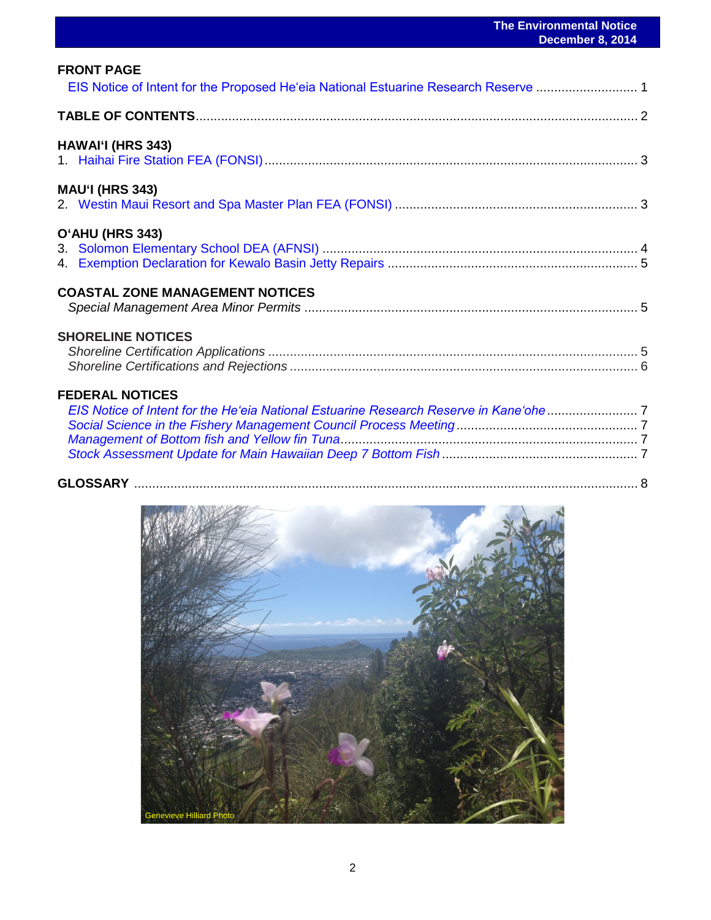## FRONT PAGE

EIS Notice of Intent for the Proposed He'eia National Estuarine Research Reserve ............................ 1

## TABLE OF CONTENTS ........................................................................................................................ 2

## HAWAI'I (HRS 343)

1. Haihai Fire Station FEA (FONSI) ...................................................................................................... 3

## MAU'I (HRS 343)

2. Westin Maui Resort and Spa Master Plan FEA (FONSI) .................................................................. 3

## O'AHU (HRS 343)

3. Solomon Elementary School DEA (AFNSI) ...................................................................................... 4
4. Exemption Declaration for Kewalo Basin Jetty Repairs .................................................................... 5

## COASTAL ZONE MANAGEMENT NOTICES

*Special Management Area Minor Permits* ........................................................................................... 5

## SHORELINE NOTICES

*Shoreline Certification Applications* .................................................................................................... 5

*Shoreline Certifications and Rejections* ............................................................................................... 6

## FEDERAL NOTICES

*EIS Notice of Intent for the He'eia National Estuarine Research Reserve in Kane'ohe* ......................... 7

*Social Science in the Fishery Management Council Process Meeting* ................................................. 7

*Management of Bottom fish and Yellow fin Tuna* ................................................................................. 7

*Stock Assessment Update for Main Hawaiian Deep 7 Bottom Fish* ..................................................... 7

## GLOSSARY .......................................................................................................................................... 8

Genevieve Hilliard Photo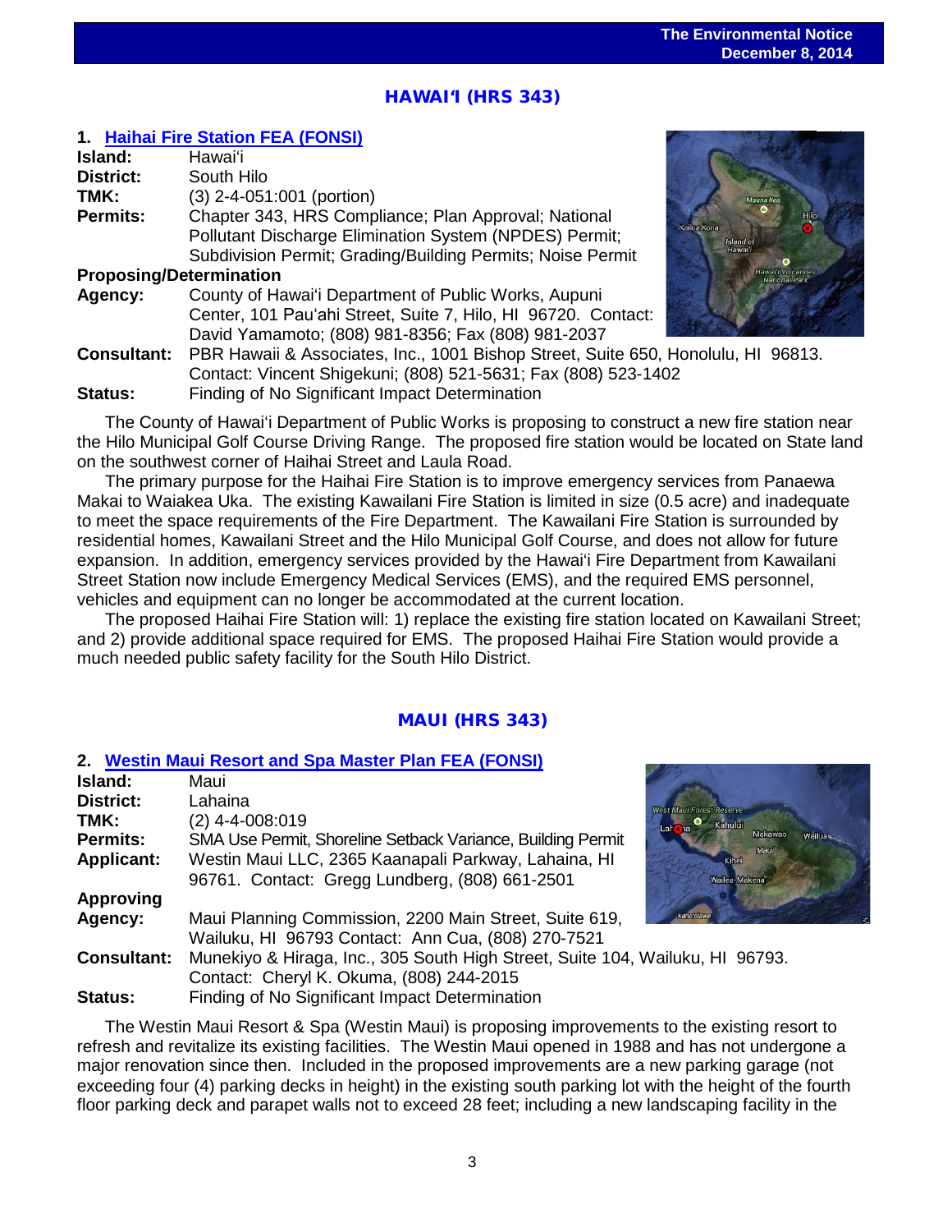## HAWAIʻI (HRS 343)

### 1. Haihai Fire Station FEA (FONSI)

**Island:** Hawaiʻi
**District:** South Hilo
**TMK:** (3) 2-4-051:001 (portion)
**Permits:** Chapter 343, HRS Compliance; Plan Approval; National Pollutant Discharge Elimination System (NPDES) Permit; Subdivision Permit; Grading/Building Permits; Noise Permit

**Proposing/Determination Agency:** County of Hawaiʻi Department of Public Works, Aupuni Center, 101 Pauʻahi Street, Suite 7, Hilo, HI 96720. Contact: David Yamamoto; (808) 981-8356; Fax (808) 981-2037
**Consultant:** PBR Hawaii & Associates, Inc., 1001 Bishop Street, Suite 650, Honolulu, HI 96813. Contact: Vincent Shigekuni; (808) 521-5631; Fax (808) 523-1402
**Status:** Finding of No Significant Impact Determination

The County of Hawaiʻi Department of Public Works is proposing to construct a new fire station near the Hilo Municipal Golf Course Driving Range. The proposed fire station would be located on State land on the southwest corner of Haihai Street and Laula Road.

The primary purpose for the Haihai Fire Station is to improve emergency services from Panaewa Makai to Waiakea Uka. The existing Kawailani Fire Station is limited in size (0.5 acre) and inadequate to meet the space requirements of the Fire Department. The Kawailani Fire Station is surrounded by residential homes, Kawailani Street and the Hilo Municipal Golf Course, and does not allow for future expansion. In addition, emergency services provided by the Hawaiʻi Fire Department from Kawailani Street Station now include Emergency Medical Services (EMS), and the required EMS personnel, vehicles and equipment can no longer be accommodated at the current location.

The proposed Haihai Fire Station will: 1) replace the existing fire station located on Kawailani Street; and 2) provide additional space required for EMS. The proposed Haihai Fire Station would provide a much needed public safety facility for the South Hilo District.

## MAUI (HRS 343)

### 2. Westin Maui Resort and Spa Master Plan FEA (FONSI)

**Island:** Maui
**District:** Lahaina
**TMK:** (2) 4-4-008:019
**Permits:** SMA Use Permit, Shoreline Setback Variance, Building Permit
**Applicant:** Westin Maui LLC, 2365 Kaanapali Parkway, Lahaina, HI 96761. Contact: Gregg Lundberg, (808) 661-2501
**Approving Agency:** Maui Planning Commission, 2200 Main Street, Suite 619, Wailuku, HI 96793 Contact: Ann Cua, (808) 270-7521
**Consultant:** Munekiyo & Hiraga, Inc., 305 South High Street, Suite 104, Wailuku, HI 96793. Contact: Cheryl K. Okuma, (808) 244-2015
**Status:** Finding of No Significant Impact Determination

The Westin Maui Resort & Spa (Westin Maui) is proposing improvements to the existing resort to refresh and revitalize its existing facilities. The Westin Maui opened in 1988 and has not undergone a major renovation since then. Included in the proposed improvements are a new parking garage (not exceeding four (4) parking decks in height) in the existing south parking lot with the height of the fourth floor parking deck and parapet walls not to exceed 28 feet; including a new landscaping facility in the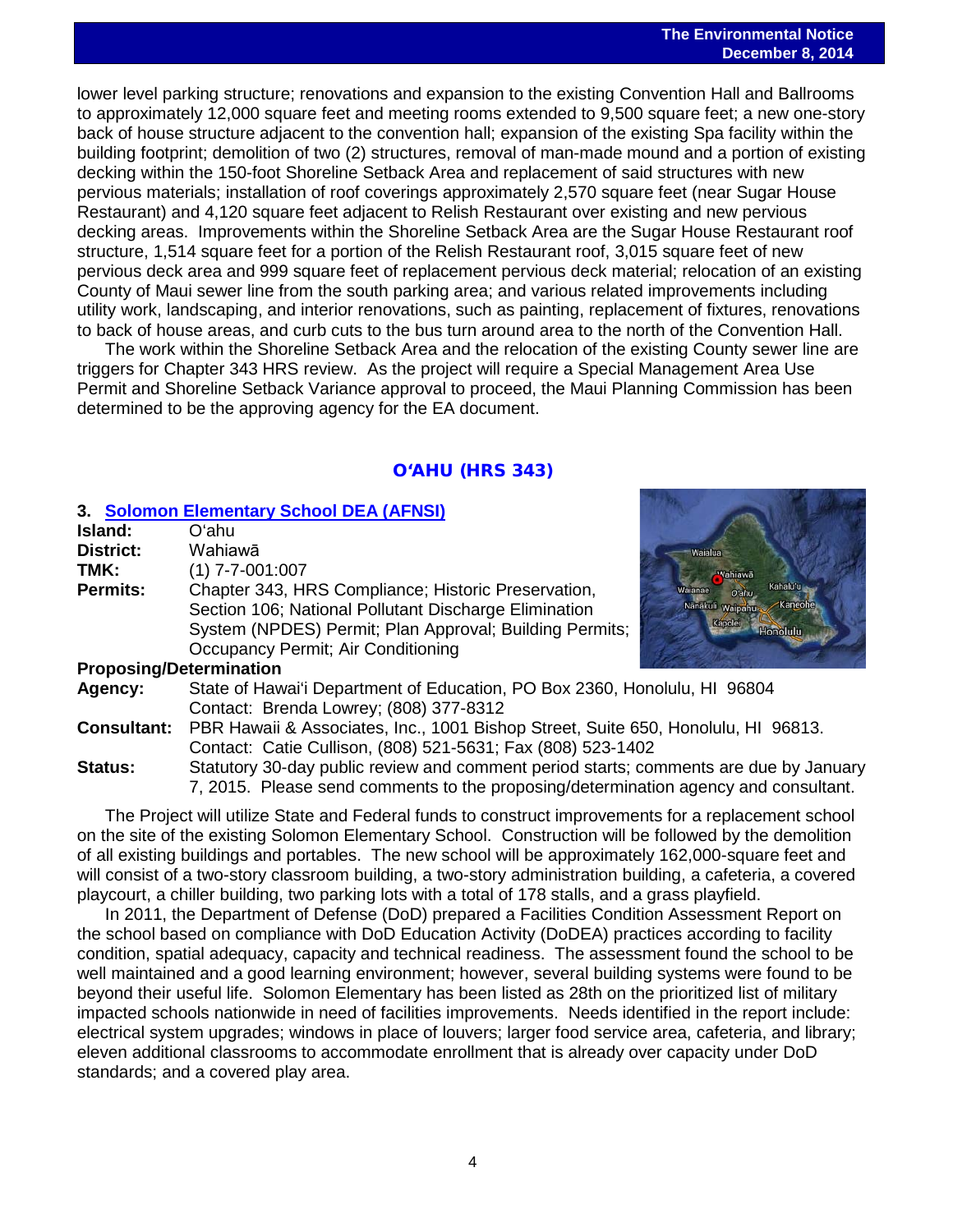lower level parking structure; renovations and expansion to the existing Convention Hall and Ballrooms to approximately 12,000 square feet and meeting rooms extended to 9,500 square feet; a new one-story back of house structure adjacent to the convention hall; expansion of the existing Spa facility within the building footprint; demolition of two (2) structures, removal of man-made mound and a portion of existing decking within the 150-foot Shoreline Setback Area and replacement of said structures with new pervious materials; installation of roof coverings approximately 2,570 square feet (near Sugar House Restaurant) and 4,120 square feet adjacent to Relish Restaurant over existing and new pervious decking areas. Improvements within the Shoreline Setback Area are the Sugar House Restaurant roof structure, 1,514 square feet for a portion of the Relish Restaurant roof, 3,015 square feet of new pervious deck area and 999 square feet of replacement pervious deck material; relocation of an existing County of Maui sewer line from the south parking area; and various related improvements including utility work, landscaping, and interior renovations, such as painting, replacement of fixtures, renovations to back of house areas, and curb cuts to the bus turn around area to the north of the Convention Hall.

The work within the Shoreline Setback Area and the relocation of the existing County sewer line are triggers for Chapter 343 HRS review. As the project will require a Special Management Area Use Permit and Shoreline Setback Variance approval to proceed, the Maui Planning Commission has been determined to be the approving agency for the EA document.

## OʻAHU (HRS 343)

### 3. Solomon Elementary School DEA (AFNSI)

**Island:** Oʻahu
**District:** Wahiawā
**TMK:** (1) 7-7-001:007
**Permits:** Chapter 343, HRS Compliance; Historic Preservation, Section 106; National Pollutant Discharge Elimination System (NPDES) Permit; Plan Approval; Building Permits; Occupancy Permit; Air Conditioning

**Proposing/Determination**
**Agency:** State of Hawaiʻi Department of Education, PO Box 2360, Honolulu, HI 96804
Contact: Brenda Lowrey; (808) 377-8312
**Consultant:** PBR Hawaii & Associates, Inc., 1001 Bishop Street, Suite 650, Honolulu, HI 96813.
Contact: Catie Cullison, (808) 521-5631; Fax (808) 523-1402
**Status:** Statutory 30-day public review and comment period starts; comments are due by January 7, 2015. Please send comments to the proposing/determination agency and consultant.

The Project will utilize State and Federal funds to construct improvements for a replacement school on the site of the existing Solomon Elementary School. Construction will be followed by the demolition of all existing buildings and portables. The new school will be approximately 162,000-square feet and will consist of a two-story classroom building, a two-story administration building, a cafeteria, a covered playcourt, a chiller building, two parking lots with a total of 178 stalls, and a grass playfield.

In 2011, the Department of Defense (DoD) prepared a Facilities Condition Assessment Report on the school based on compliance with DoD Education Activity (DoDEA) practices according to facility condition, spatial adequacy, capacity and technical readiness. The assessment found the school to be well maintained and a good learning environment; however, several building systems were found to be beyond their useful life. Solomon Elementary has been listed as 28th on the prioritized list of military impacted schools nationwide in need of facilities improvements. Needs identified in the report include: electrical system upgrades; windows in place of louvers; larger food service area, cafeteria, and library; eleven additional classrooms to accommodate enrollment that is already over capacity under DoD standards; and a covered play area.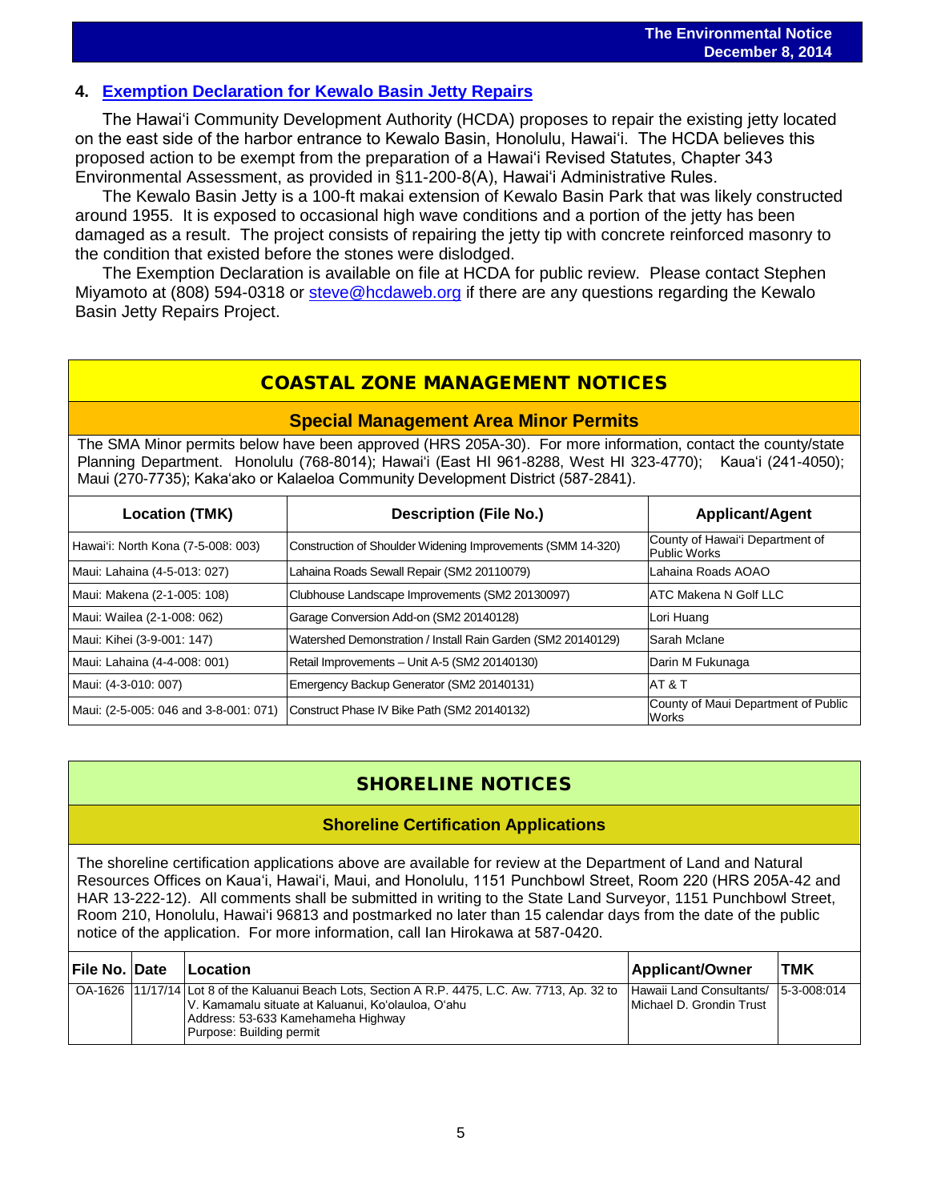### 4. Exemption Declaration for Kewalo Basin Jetty Repairs

The Hawaiʻi Community Development Authority (HCDA) proposes to repair the existing jetty located on the east side of the harbor entrance to Kewalo Basin, Honolulu, Hawaiʻi. The HCDA believes this proposed action to be exempt from the preparation of a Hawaiʻi Revised Statutes, Chapter 343 Environmental Assessment, as provided in §11-200-8(A), Hawaiʻi Administrative Rules.

The Kewalo Basin Jetty is a 100-ft makai extension of Kewalo Basin Park that was likely constructed around 1955. It is exposed to occasional high wave conditions and a portion of the jetty has been damaged as a result. The project consists of repairing the jetty tip with concrete reinforced masonry to the condition that existed before the stones were dislodged.

The Exemption Declaration is available on file at HCDA for public review. Please contact Stephen Miyamoto at (808) 594-0318 or steve@hcdaweb.org if there are any questions regarding the Kewalo Basin Jetty Repairs Project.

## COASTAL ZONE MANAGEMENT NOTICES

### Special Management Area Minor Permits

The SMA Minor permits below have been approved (HRS 205A-30). For more information, contact the county/state Planning Department. Honolulu (768-8014); Hawaiʻi (East HI 961-8288, West HI 323-4770); Kauaʻi (241-4050); Maui (270-7735); Kakaʻako or Kalaeloa Community Development District (587-2841).

| Location (TMK) | Description (File No.) | Applicant/Agent |
|---|---|---|
| Hawaiʻi: North Kona (7-5-008: 003) | Construction of Shoulder Widening Improvements (SMM 14-320) | County of Hawaiʻi Department of Public Works |
| Maui: Lahaina (4-5-013: 027) | Lahaina Roads Sewall Repair (SM2 20110079) | Lahaina Roads AOAO |
| Maui: Makena (2-1-005: 108) | Clubhouse Landscape Improvements (SM2 20130097) | ATC Makena N Golf LLC |
| Maui: Wailea (2-1-008: 062) | Garage Conversion Add-on (SM2 20140128) | Lori Huang |
| Maui: Kihei (3-9-001: 147) | Watershed Demonstration / Install Rain Garden (SM2 20140129) | Sarah Mclane |
| Maui: Lahaina (4-4-008: 001) | Retail Improvements – Unit A-5 (SM2 20140130) | Darin M Fukunaga |
| Maui: (4-3-010: 007) | Emergency Backup Generator (SM2 20140131) | AT & T |
| Maui: (2-5-005: 046 and 3-8-001: 071) | Construct Phase IV Bike Path (SM2 20140132) | County of Maui Department of Public Works |

## SHORELINE NOTICES

### Shoreline Certification Applications

The shoreline certification applications above are available for review at the Department of Land and Natural Resources Offices on Kauaʻi, Hawaiʻi, Maui, and Honolulu, 1151 Punchbowl Street, Room 220 (HRS 205A-42 and HAR 13-222-12). All comments shall be submitted in writing to the State Land Surveyor, 1151 Punchbowl Street, Room 210, Honolulu, Hawaiʻi 96813 and postmarked no later than 15 calendar days from the date of the public notice of the application. For more information, call Ian Hirokawa at 587-0420.

| File No. | Date | Location | Applicant/Owner | TMK |
|---|---|---|---|---|
| OA-1626 | 11/17/14 | Lot 8 of the Kaluanui Beach Lots, Section A R.P. 4475, L.C. Aw. 7713, Ap. 32 to V. Kamamalu situate at Kaluanui, Koʻolauloa, Oʻahu<br>Address: 53-633 Kamehameha Highway<br>Purpose: Building permit | Hawaii Land Consultants/ Michael D. Grondin Trust | 5-3-008:014 |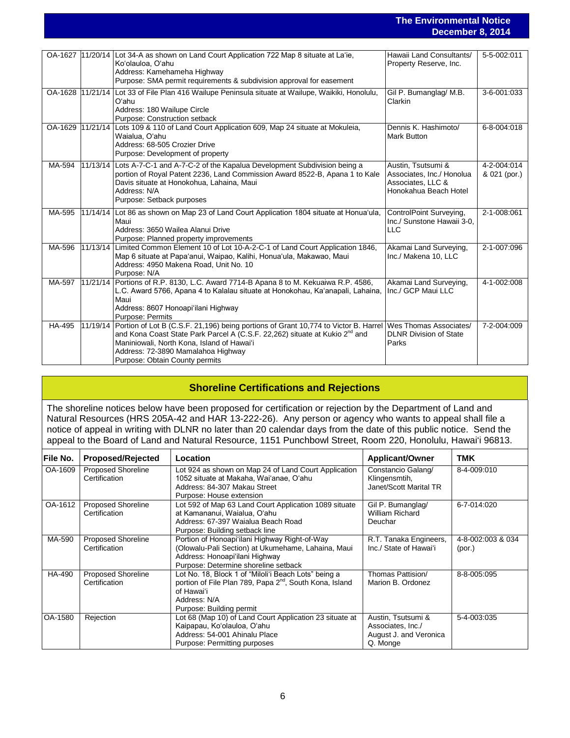| | | | | |
|---|---|---|---|---|
| OA-1627 | 11/20/14 | Lot 34-A as shown on Land Court Application 722 Map 8 situate at La'ie, Ko'olauloa, O'ahu<br>Address: Kamehameha Highway<br>Purpose: SMA permit requirements & subdivision approval for easement | Hawaii Land Consultants/ Property Reserve, Inc. | 5-5-002:011 |
| OA-1628 | 11/21/14 | Lot 33 of File Plan 416 Wailupe Peninsula situate at Wailupe, Waikiki, Honolulu, O'ahu<br>Address: 180 Wailupe Circle<br>Purpose: Construction setback | Gil P. Bumanglag/ M.B. Clarkin | 3-6-001:033 |
| OA-1629 | 11/21/14 | Lots 109 & 110 of Land Court Application 609, Map 24 situate at Mokuleia, Waialua, O'ahu<br>Address: 68-505 Crozier Drive<br>Purpose: Development of property | Dennis K. Hashimoto/ Mark Button | 6-8-004:018 |
| MA-594 | 11/13/14 | Lots A-7-C-1 and A-7-C-2 of the Kapalua Development Subdivision being a portion of Royal Patent 2236, Land Commission Award 8522-B, Apana 1 to Kale Davis situate at Honokohua, Lahaina, Maui<br>Address: N/A<br>Purpose: Setback purposes | Austin, Tsutsumi & Associates, Inc./ Honolua Associates, LLC & Honokahua Beach Hotel | 4-2-004:014 & 021 (por.) |
| MA-595 | 11/14/14 | Lot 86 as shown on Map 23 of Land Court Application 1804 situate at Honua'ula, Maui<br>Address: 3650 Wailea Alanui Drive<br>Purpose: Planned property improvements | ControlPoint Surveying, Inc./ Sunstone Hawaii 3-0, LLC | 2-1-008:061 |
| MA-596 | 11/13/14 | Limited Common Element 10 of Lot 10-A-2-C-1 of Land Court Application 1846, Map 6 situate at Papa'anui, Waipao, Kalihi, Honua'ula, Makawao, Maui<br>Address: 4950 Makena Road, Unit No. 10<br>Purpose: N/A | Akamai Land Surveying, Inc./ Makena 10, LLC | 2-1-007:096 |
| MA-597 | 11/21/14 | Portions of R.P. 8130, L.C. Award 7714-B Apana 8 to M. Kekuaiwa R.P. 4586, L.C. Award 5766, Apana 4 to Kalalau situate at Honokohau, Ka'anapali, Lahaina, Maui<br>Address: 8607 Honoapi'ilani Highway<br>Purpose: Permits | Akamai Land Surveying, Inc./ GCP Maui LLC | 4-1-002:008 |
| HA-495 | 11/19/14 | Portion of Lot B (C.S.F. 21,196) being portions of Grant 10,774 to Victor B. Harrel and Kona Coast State Park Parcel A (C.S.F. 22,262) situate at Kukio 2nd and Maniniowali, North Kona, Island of Hawai'i<br>Address: 72-3890 Mamalahoa Highway<br>Purpose: Obtain County permits | Wes Thomas Associates/ DLNR Division of State Parks | 7-2-004:009 |

## Shoreline Certifications and Rejections

The shoreline notices below have been proposed for certification or rejection by the Department of Land and Natural Resources (HRS 205A-42 and HAR 13-222-26). Any person or agency who wants to appeal shall file a notice of appeal in writing with DLNR no later than 20 calendar days from the date of this public notice. Send the appeal to the Board of Land and Natural Resource, 1151 Punchbowl Street, Room 220, Honolulu, Hawai'i 96813.

| File No. | Proposed/Rejected | Location | Applicant/Owner | TMK |
|---|---|---|---|---|
| OA-1609 | Proposed Shoreline Certification | Lot 924 as shown on Map 24 of Land Court Application 1052 situate at Makaha, Wai'anae, O'ahu<br>Address: 84-307 Makau Street<br>Purpose: House extension | Constancio Galang/ Klingensmtih, Janet/Scott Marital TR | 8-4-009:010 |
| OA-1612 | Proposed Shoreline Certification | Lot 592 of Map 63 Land Court Application 1089 situate at Kamananui, Waialua, O'ahu<br>Address: 67-397 Waialua Beach Road<br>Purpose: Building setback line | Gil P. Bumanglag/ William Richard Deuchar | 6-7-014:020 |
| MA-590 | Proposed Shoreline Certification | Portion of Honoapi'ilani Highway Right-of-Way (Olowalu-Pali Section) at Ukumehame, Lahaina, Maui<br>Address: Honoapi'ilani Highway<br>Purpose: Determine shoreline setback | R.T. Tanaka Engineers, Inc./ State of Hawai'i | 4-8-002:003 & 034 (por.) |
| HA-490 | Proposed Shoreline Certification | Lot No. 18, Block 1 of "Miloli'i Beach Lots" being a portion of File Plan 789, Papa 2nd, South Kona, Island of Hawai'i<br>Address: N/A<br>Purpose: Building permit | Thomas Pattision/ Marion B. Ordonez | 8-8-005:095 |
| OA-1580 | Rejection | Lot 68 (Map 10) of Land Court Application 23 situate at Kaipapau, Ko'olauloa, O'ahu<br>Address: 54-001 Ahinalu Place<br>Purpose: Permitting purposes | Austin, Tsutsumi & Associates, Inc./ August J. and Veronica Q. Monge | 5-4-003:035 |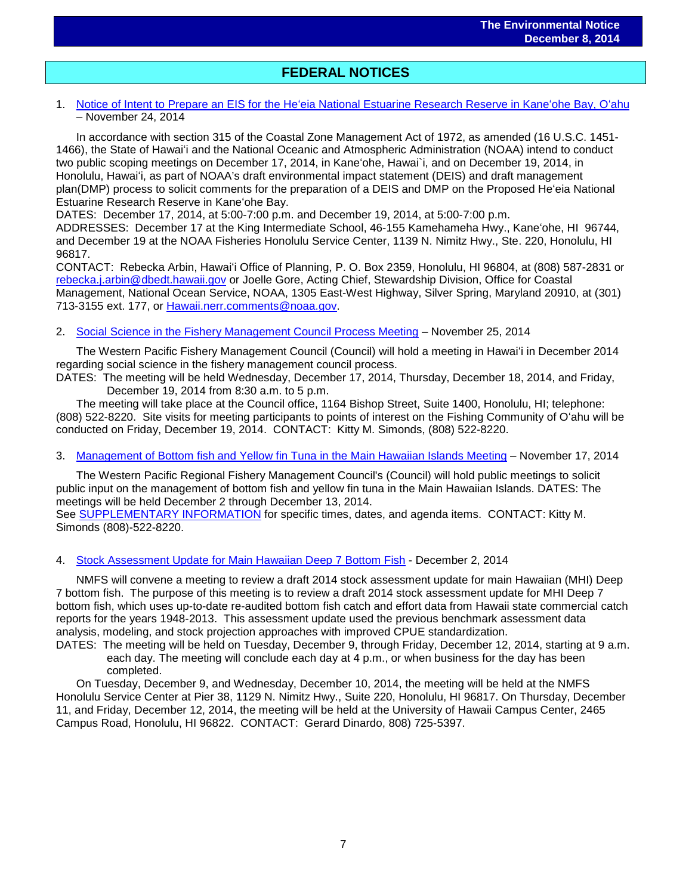## FEDERAL NOTICES

1. Notice of Intent to Prepare an EIS for the Heʻeia National Estuarine Research Reserve in Kaneʻohe Bay, Oʻahu – November 24, 2014

In accordance with section 315 of the Coastal Zone Management Act of 1972, as amended (16 U.S.C. 1451-1466), the State of Hawaiʻi and the National Oceanic and Atmospheric Administration (NOAA) intend to conduct two public scoping meetings on December 17, 2014, in Kaneʻohe, Hawai`i, and on December 19, 2014, in Honolulu, Hawaiʻi, as part of NOAA's draft environmental impact statement (DEIS) and draft management plan(DMP) process to solicit comments for the preparation of a DEIS and DMP on the Proposed Heʻeia National Estuarine Research Reserve in Kaneʻohe Bay.
DATES: December 17, 2014, at 5:00-7:00 p.m. and December 19, 2014, at 5:00-7:00 p.m.
ADDRESSES: December 17 at the King Intermediate School, 46-155 Kamehameha Hwy., Kaneʻohe, HI 96744, and December 19 at the NOAA Fisheries Honolulu Service Center, 1139 N. Nimitz Hwy., Ste. 220, Honolulu, HI 96817.
CONTACT: Rebecka Arbin, Hawaiʻi Office of Planning, P. O. Box 2359, Honolulu, HI 96804, at (808) 587-2831 or rebecka.j.arbin@dbedt.hawaii.gov or Joelle Gore, Acting Chief, Stewardship Division, Office for Coastal Management, National Ocean Service, NOAA, 1305 East-West Highway, Silver Spring, Maryland 20910, at (301) 713-3155 ext. 177, or Hawaii.nerr.comments@noaa.gov.

2. Social Science in the Fishery Management Council Process Meeting – November 25, 2014

The Western Pacific Fishery Management Council (Council) will hold a meeting in Hawaiʻi in December 2014 regarding social science in the fishery management council process.
DATES: The meeting will be held Wednesday, December 17, 2014, Thursday, December 18, 2014, and Friday, December 19, 2014 from 8:30 a.m. to 5 p.m.
The meeting will take place at the Council office, 1164 Bishop Street, Suite 1400, Honolulu, HI; telephone: (808) 522-8220. Site visits for meeting participants to points of interest on the Fishing Community of Oʻahu will be conducted on Friday, December 19, 2014. CONTACT: Kitty M. Simonds, (808) 522-8220.

3. Management of Bottom fish and Yellow fin Tuna in the Main Hawaiian Islands Meeting – November 17, 2014

The Western Pacific Regional Fishery Management Council's (Council) will hold public meetings to solicit public input on the management of bottom fish and yellow fin tuna in the Main Hawaiian Islands. DATES: The meetings will be held December 2 through December 13, 2014.
See SUPPLEMENTARY INFORMATION for specific times, dates, and agenda items. CONTACT: Kitty M. Simonds (808)-522-8220.

4. Stock Assessment Update for Main Hawaiian Deep 7 Bottom Fish - December 2, 2014

NMFS will convene a meeting to review a draft 2014 stock assessment update for main Hawaiian (MHI) Deep 7 bottom fish. The purpose of this meeting is to review a draft 2014 stock assessment update for MHI Deep 7 bottom fish, which uses up-to-date re-audited bottom fish catch and effort data from Hawaii state commercial catch reports for the years 1948-2013. This assessment update used the previous benchmark assessment data analysis, modeling, and stock projection approaches with improved CPUE standardization.
DATES: The meeting will be held on Tuesday, December 9, through Friday, December 12, 2014, starting at 9 a.m. each day. The meeting will conclude each day at 4 p.m., or when business for the day has been completed.
On Tuesday, December 9, and Wednesday, December 10, 2014, the meeting will be held at the NMFS Honolulu Service Center at Pier 38, 1129 N. Nimitz Hwy., Suite 220, Honolulu, HI 96817. On Thursday, December 11, and Friday, December 12, 2014, the meeting will be held at the University of Hawaii Campus Center, 2465 Campus Road, Honolulu, HI 96822. CONTACT: Gerard Dinardo, 808) 725-5397.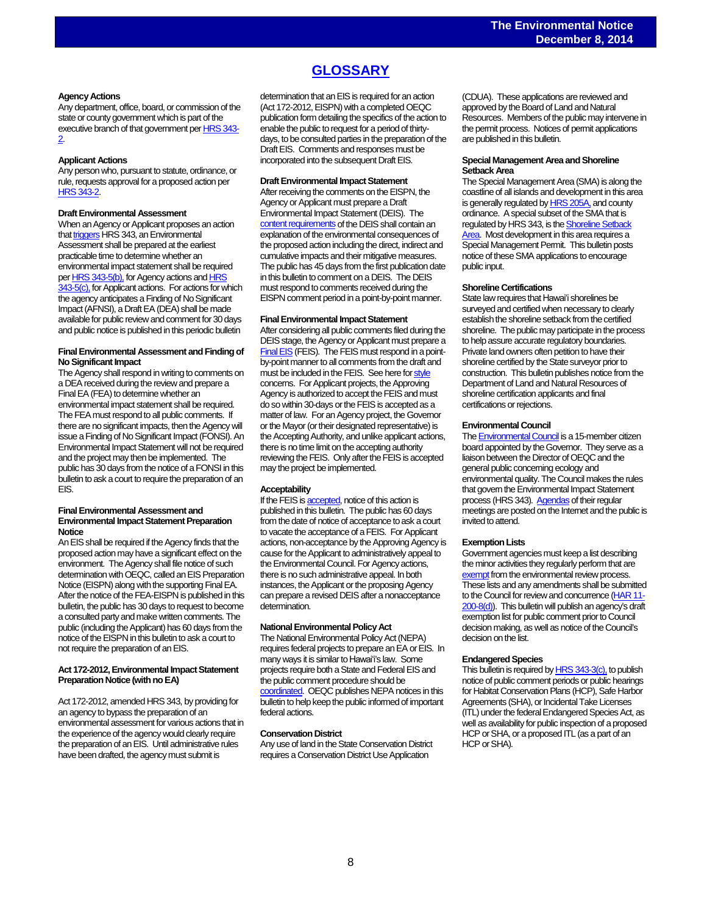# GLOSSARY

**Agency Actions**
Any department, office, board, or commission of the state or county government which is part of the executive branch of that government per HRS 343-2.

**Applicant Actions**
Any person who, pursuant to statute, ordinance, or rule, requests approval for a proposed action per HRS 343-2.

**Draft Environmental Assessment**
When an Agency or Applicant proposes an action that triggers HRS 343, an Environmental Assessment shall be prepared at the earliest practicable time to determine whether an environmental impact statement shall be required per HRS 343-5(b), for Agency actions and HRS 343-5(c), for Applicant actions. For actions for which the agency anticipates a Finding of No Significant Impact (AFNSI), a Draft EA (DEA) shall be made available for public review and comment for 30 days and public notice is published in this periodic bulletin

**Final Environmental Assessment and Finding of No Significant Impact**
The Agency shall respond in writing to comments on a DEA received during the review and prepare a Final EA (FEA) to determine whether an environmental impact statement shall be required. The FEA must respond to all public comments. If there are no significant impacts, then the Agency will issue a Finding of No Significant Impact (FONSI). An Environmental Impact Statement will not be required and the project may then be implemented. The public has 30 days from the notice of a FONSI in this bulletin to ask a court to require the preparation of an EIS.

**Final Environmental Assessment and Environmental Impact Statement Preparation Notice**
An EIS shall be required if the Agency finds that the proposed action may have a significant effect on the environment. The Agency shall file notice of such determination with OEQC, called an EIS Preparation Notice (EISPN) along with the supporting Final EA. After the notice of the FEA-EISPN is published in this bulletin, the public has 30 days to request to become a consulted party and make written comments. The public (including the Applicant) has 60 days from the notice of the EISPN in this bulletin to ask a court to not require the preparation of an EIS.

**Act 172-2012, Environmental Impact Statement Preparation Notice (with no EA)**

Act 172-2012, amended HRS 343, by providing for an agency to bypass the preparation of an environmental assessment for various actions that in the experience of the agency would clearly require the preparation of an EIS. Until administrative rules have been drafted, the agency must submit is determination that an EIS is required for an action (Act 172-2012, EISPN) with a completed OEQC publication form detailing the specifics of the action to enable the public to request for a period of thirty-days, to be consulted parties in the preparation of the Draft EIS. Comments and responses must be incorporated into the subsequent Draft EIS.

**Draft Environmental Impact Statement**
After receiving the comments on the EISPN, the Agency or Applicant must prepare a Draft Environmental Impact Statement (DEIS). The content requirements of the DEIS shall contain an explanation of the environmental consequences of the proposed action including the direct, indirect and cumulative impacts and their mitigative measures. The public has 45 days from the first publication date in this bulletin to comment on a DEIS. The DEIS must respond to comments received during the EISPN comment period in a point-by-point manner.

**Final Environmental Impact Statement**
After considering all public comments filed during the DEIS stage, the Agency or Applicant must prepare a Final EIS (FEIS). The FEIS must respond in a point-by-point manner to all comments from the draft and must be included in the FEIS. See here for style concerns. For Applicant projects, the Approving Agency is authorized to accept the FEIS and must do so within 30-days or the FEIS is accepted as a matter of law. For an Agency project, the Governor or the Mayor (or their designated representative) is the Accepting Authority, and unlike applicant actions, there is no time limit on the accepting authority reviewing the FEIS. Only after the FEIS is accepted may the project be implemented.

**Acceptability**
If the FEIS is accepted, notice of this action is published in this bulletin. The public has 60 days from the date of notice of acceptance to ask a court to vacate the acceptance of a FEIS. For Applicant actions, non-acceptance by the Approving Agency is cause for the Applicant to administratively appeal to the Environmental Council. For Agency actions, there is no such administrative appeal. In both instances, the Applicant or the proposing Agency can prepare a revised DEIS after a nonacceptance determination.

**National Environmental Policy Act**
The National Environmental Policy Act (NEPA) requires federal projects to prepare an EA or EIS. In many ways it is similar to Hawai'i's law. Some projects require both a State and Federal EIS and the public comment procedure should be coordinated. OEQC publishes NEPA notices in this bulletin to help keep the public informed of important federal actions.

**Conservation District**
Any use of land in the State Conservation District requires a Conservation District Use Application (CDUA). These applications are reviewed and approved by the Board of Land and Natural Resources. Members of the public may intervene in the permit process. Notices of permit applications are published in this bulletin.

**Special Management Area and Shoreline Setback Area**
The Special Management Area (SMA) is along the coastline of all islands and development in this area is generally regulated by HRS 205A, and county ordinance. A special subset of the SMA that is regulated by HRS 343, is the Shoreline Setback Area. Most development in this area requires a Special Management Permit. This bulletin posts notice of these SMA applications to encourage public input.

**Shoreline Certifications**
State law requires that Hawai'i shorelines be surveyed and certified when necessary to clearly establish the shoreline setback from the certified shoreline. The public may participate in the process to help assure accurate regulatory boundaries. Private land owners often petition to have their shoreline certified by the State surveyor prior to construction. This bulletin publishes notice from the Department of Land and Natural Resources of shoreline certification applicants and final certifications or rejections.

**Environmental Council**
The Environmental Council is a 15-member citizen board appointed by the Governor. They serve as a liaison between the Director of OEQC and the general public concerning ecology and environmental quality. The Council makes the rules that govern the Environmental Impact Statement process (HRS 343). Agendas of their regular meetings are posted on the Internet and the public is invited to attend.

**Exemption Lists**
Government agencies must keep a list describing the minor activities they regularly perform that are exempt from the environmental review process. These lists and any amendments shall be submitted to the Council for review and concurrence (HAR 11-200-8(d)). This bulletin will publish an agency's draft exemption list for public comment prior to Council decision making, as well as notice of the Council's decision on the list.

**Endangered Species**
This bulletin is required by HRS 343-3(c), to publish notice of public comment periods or public hearings for Habitat Conservation Plans (HCP), Safe Harbor Agreements (SHA), or Incidental Take Licenses (ITL) under the federal Endangered Species Act, as well as availability for public inspection of a proposed HCP or SHA, or a proposed ITL (as a part of an HCP or SHA).